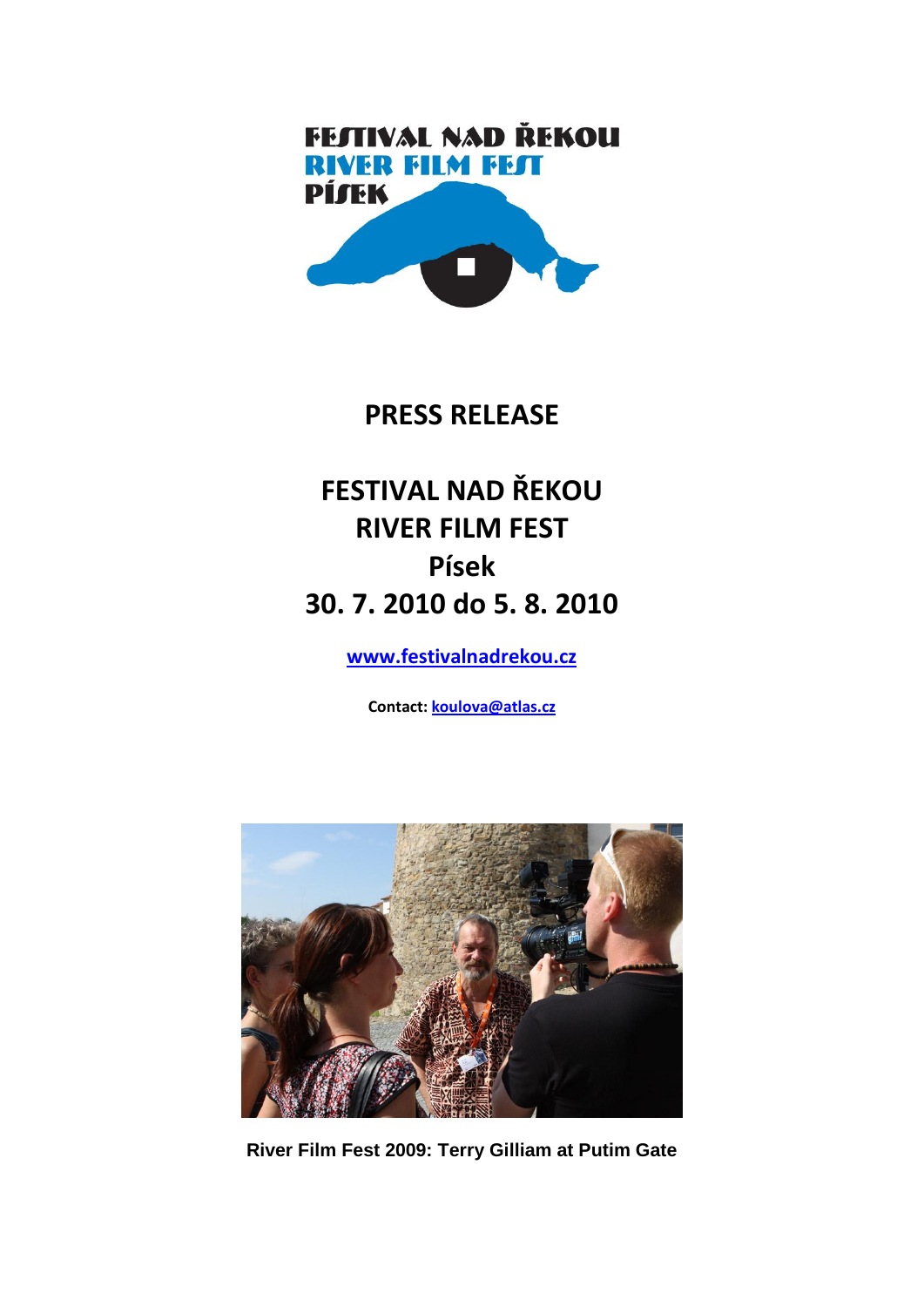FESTIVAL NAD ŘEKOU
RIVER FILM FEST
PÍSEK

# PRESS RELEASE

## FESTIVAL NAD ŘEKOU
## RIVER FILM FEST
## Písek
## 30. 7. 2010 do 5. 8. 2010

**www.festivalnadrekou.cz**

**Contact: koulova@atlas.cz**

**River Film Fest 2009: Terry Gilliam at Putim Gate**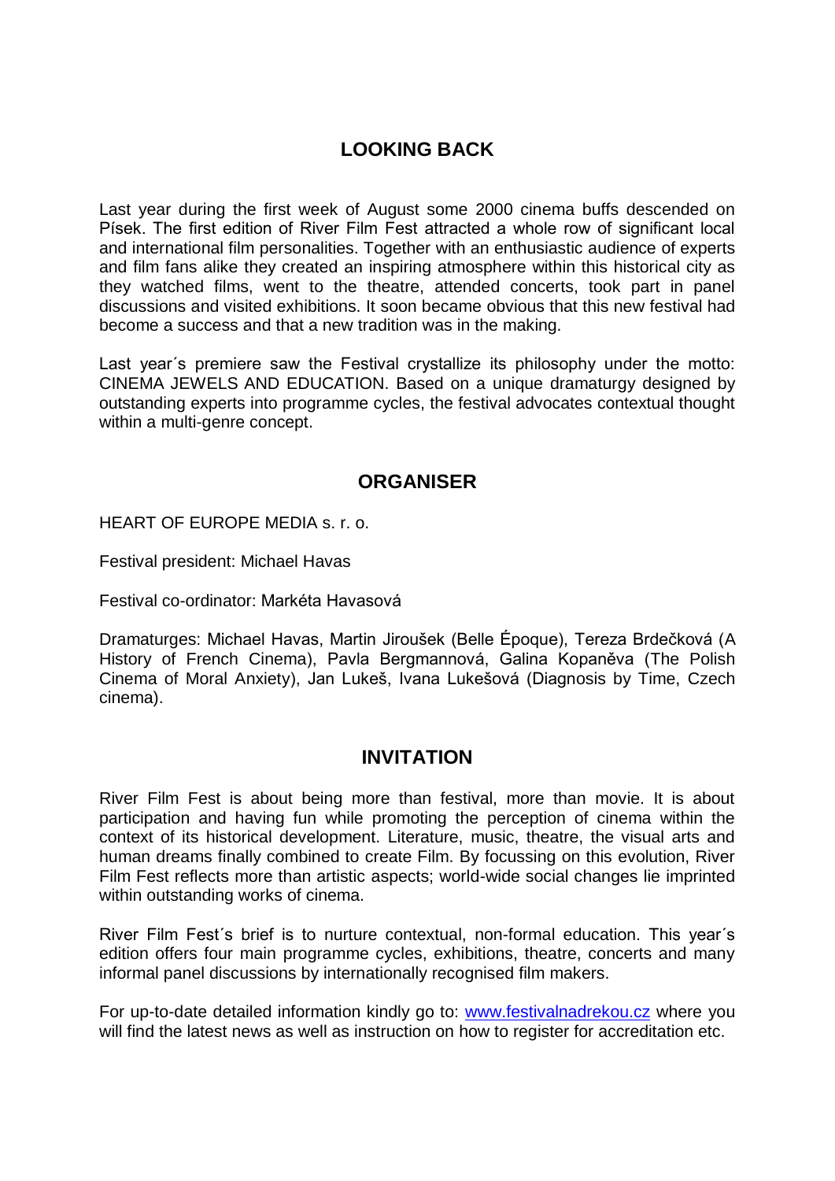## LOOKING BACK

Last year during the first week of August some 2000 cinema buffs descended on Písek. The first edition of River Film Fest attracted a whole row of significant local and international film personalities. Together with an enthusiastic audience of experts and film fans alike they created an inspiring atmosphere within this historical city as they watched films, went to the theatre, attended concerts, took part in panel discussions and visited exhibitions. It soon became obvious that this new festival had become a success and that a new tradition was in the making.

Last year´s premiere saw the Festival crystallize its philosophy under the motto: CINEMA JEWELS AND EDUCATION. Based on a unique dramaturgy designed by outstanding experts into programme cycles, the festival advocates contextual thought within a multi-genre concept.

## ORGANISER

HEART OF EUROPE MEDIA s. r. o.

Festival president: Michael Havas

Festival co-ordinator: Markéta Havasová

Dramaturges: Michael Havas, Martin Jiroušek (Belle Époque), Tereza Brdečková (A History of French Cinema), Pavla Bergmannová, Galina Kopaněva (The Polish Cinema of Moral Anxiety), Jan Lukeš, Ivana Lukešová (Diagnosis by Time, Czech cinema).

## INVITATION

River Film Fest is about being more than festival, more than movie. It is about participation and having fun while promoting the perception of cinema within the context of its historical development. Literature, music, theatre, the visual arts and human dreams finally combined to create Film. By focussing on this evolution, River Film Fest reflects more than artistic aspects; world-wide social changes lie imprinted within outstanding works of cinema.

River Film Fest´s brief is to nurture contextual, non-formal education. This year´s edition offers four main programme cycles, exhibitions, theatre, concerts and many informal panel discussions by internationally recognised film makers.

For up-to-date detailed information kindly go to: [www.festivalnadrekou.cz](http://www.festivalnadrekou.cz) where you will find the latest news as well as instruction on how to register for accreditation etc.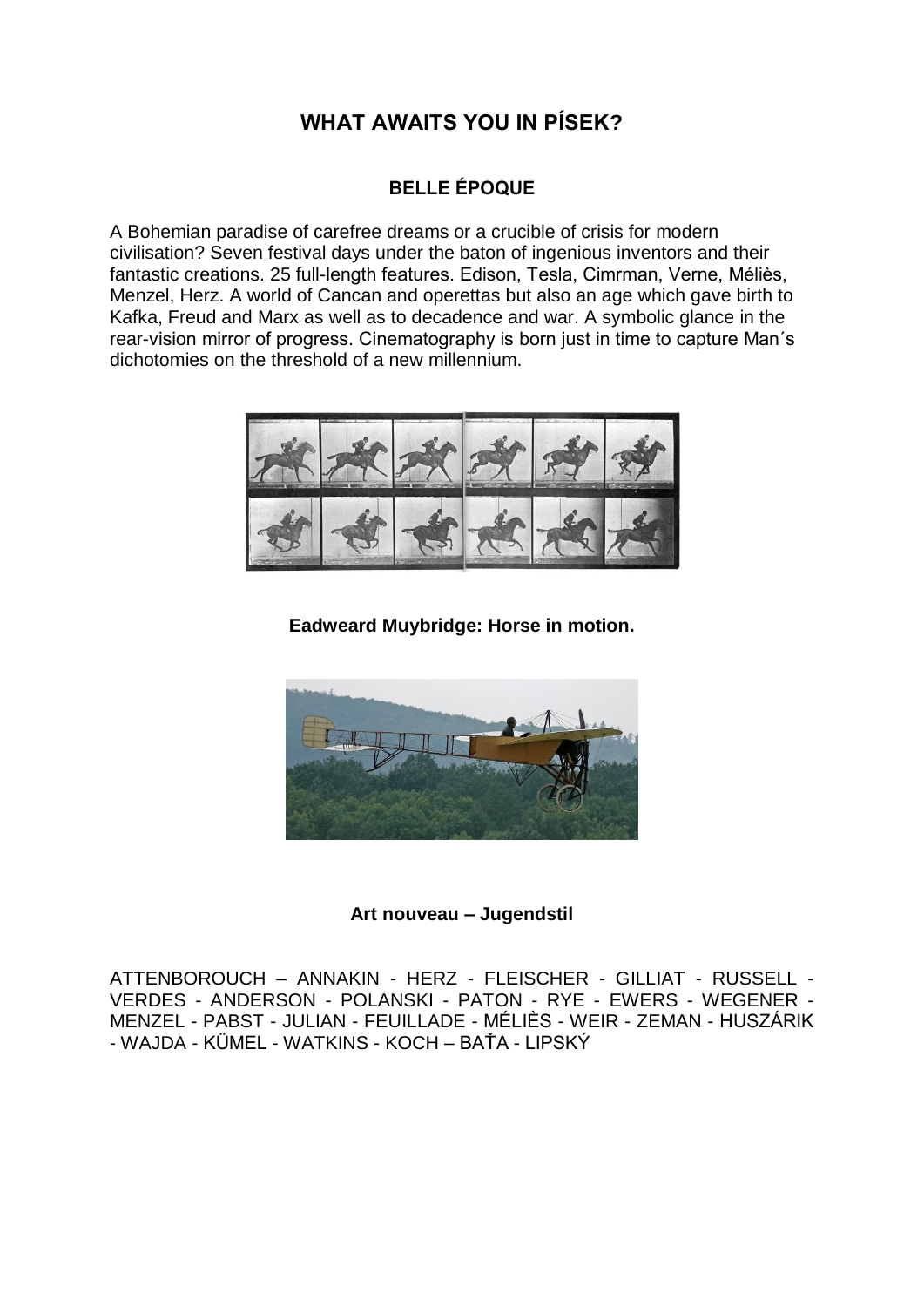# WHAT AWAITS YOU IN PÍSEK?

## BELLE ÉPOQUE

A Bohemian paradise of carefree dreams or a crucible of crisis for modern civilisation? Seven festival days under the baton of ingenious inventors and their fantastic creations. 25 full-length features. Edison, Tesla, Cimrman, Verne, Méliès, Menzel, Herz. A world of Cancan and operettas but also an age which gave birth to Kafka, Freud and Marx as well as to decadence and war. A symbolic glance in the rear-vision mirror of progress. Cinematography is born just in time to capture Man´s dichotomies on the threshold of a new millennium.

**Eadweard Muybridge: Horse in motion.**

**Art nouveau – Jugendstil**

ATTENBOROUCH – ANNAKIN - HERZ - FLEISCHER - GILLIAT - RUSSELL - VERDES - ANDERSON - POLANSKI - PATON - RYE - EWERS - WEGENER - MENZEL - PABST - JULIAN - FEUILLADE - MÉLIÈS - WEIR - ZEMAN - HUSZÁRIK - WAJDA - KÜMEL - WATKINS - KOCH – BAŤA - LIPSKÝ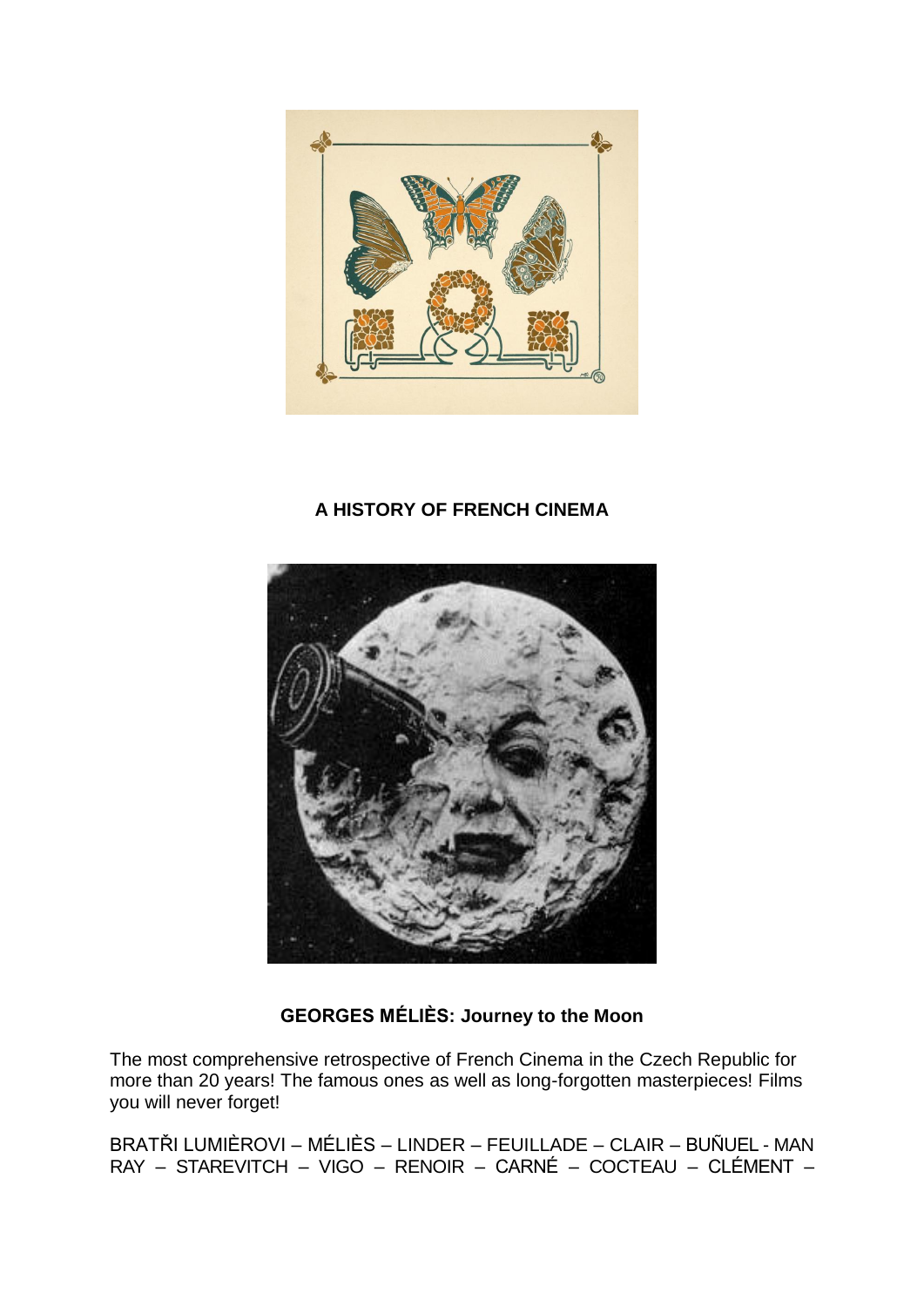**A HISTORY OF FRENCH CINEMA**

**GEORGES MÉLIÈS: Journey to the Moon**

The most comprehensive retrospective of French Cinema in the Czech Republic for more than 20 years! The famous ones as well as long-forgotten masterpieces! Films you will never forget!

BRATŘI LUMIÈROVI – MÉLIÈS – LINDER – FEUILLADE – CLAIR – BUÑUEL - MAN RAY – STAREVITCH – VIGO – RENOIR – CARNÉ – COCTEAU – CLÉMENT –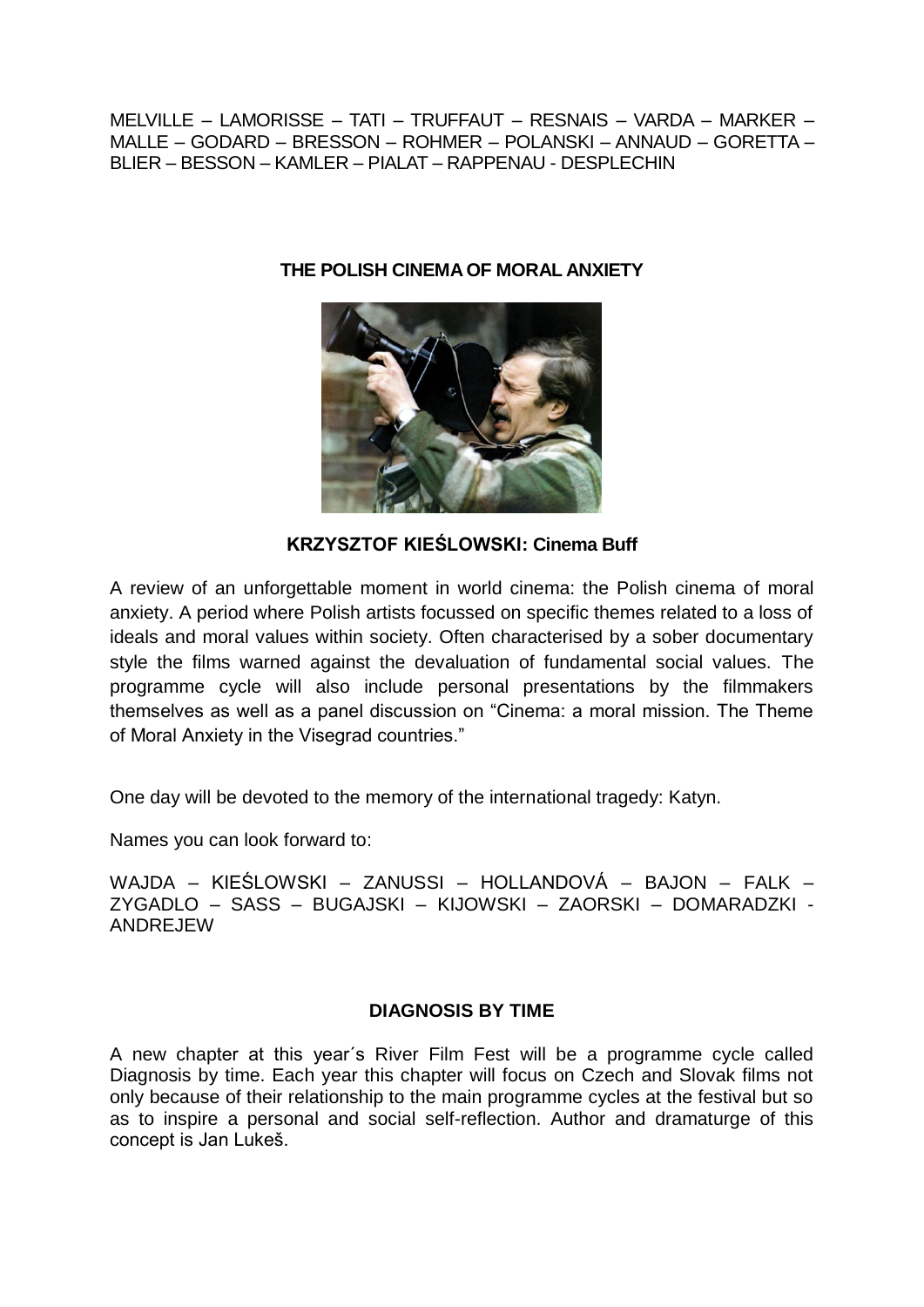MELVILLE – LAMORISSE – TATI – TRUFFAUT – RESNAIS – VARDA – MARKER – MALLE – GODARD – BRESSON – ROHMER – POLANSKI – ANNAUD – GORETTA – BLIER – BESSON – KAMLER – PIALAT – RAPPENAU - DESPLECHIN

## THE POLISH CINEMA OF MORAL ANXIETY

**KRZYSZTOF KIEŚLOWSKI: Cinema Buff**

A review of an unforgettable moment in world cinema: the Polish cinema of moral anxiety. A period where Polish artists focussed on specific themes related to a loss of ideals and moral values within society. Often characterised by a sober documentary style the films warned against the devaluation of fundamental social values. The programme cycle will also include personal presentations by the filmmakers themselves as well as a panel discussion on "Cinema: a moral mission. The Theme of Moral Anxiety in the Visegrad countries."

One day will be devoted to the memory of the international tragedy: Katyn.

Names you can look forward to:

WAJDA – KIEŚLOWSKI – ZANUSSI – HOLLANDOVÁ – BAJON – FALK – ZYGADLO – SASS – BUGAJSKI – KIJOWSKI – ZAORSKI – DOMARADZKI - ANDREJEW

## DIAGNOSIS BY TIME

A new chapter at this year´s River Film Fest will be a programme cycle called Diagnosis by time. Each year this chapter will focus on Czech and Slovak films not only because of their relationship to the main programme cycles at the festival but so as to inspire a personal and social self-reflection. Author and dramaturge of this concept is Jan Lukeš.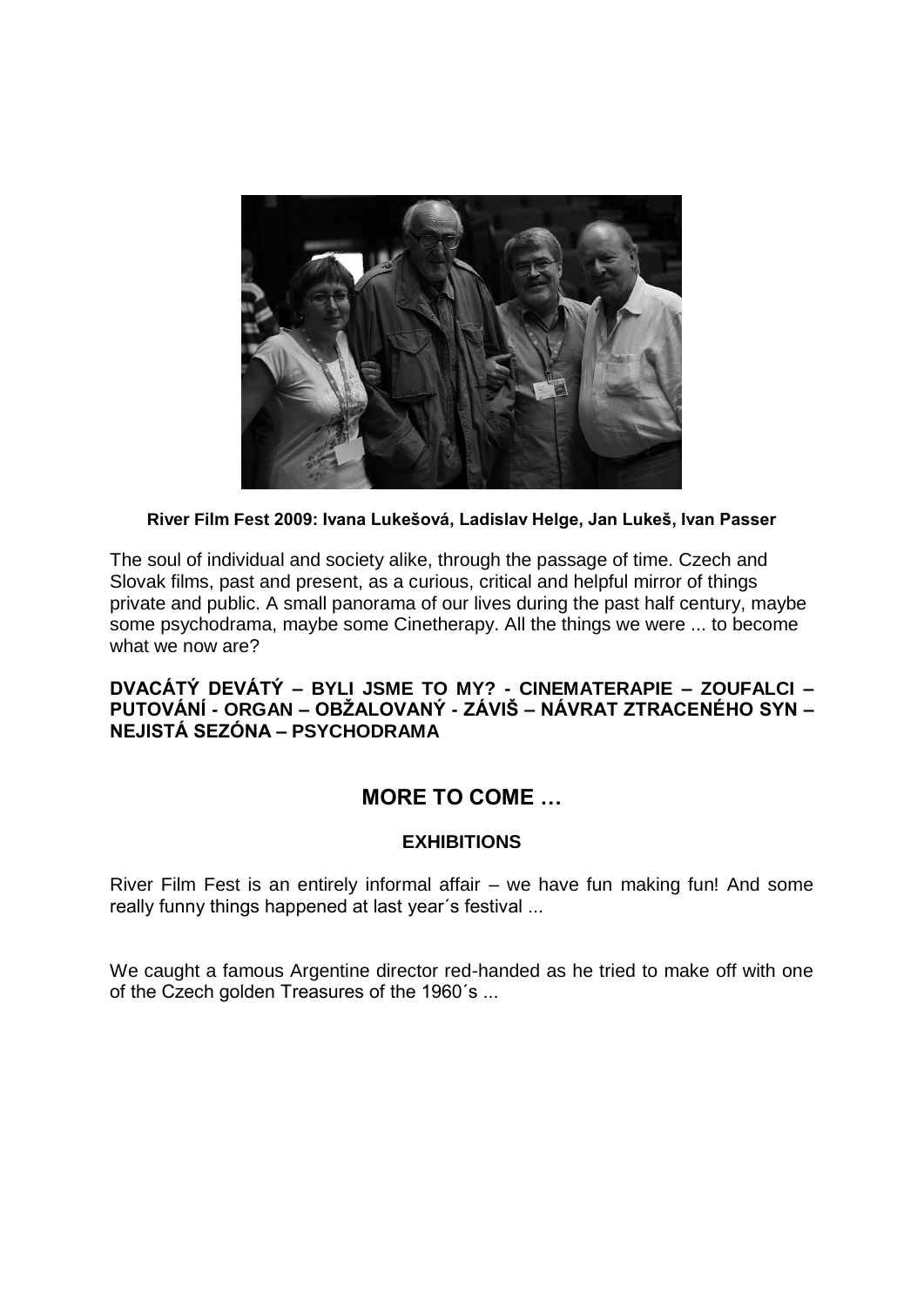**River Film Fest 2009: Ivana Lukešová, Ladislav Helge, Jan Lukeš, Ivan Passer**

The soul of individual and society alike, through the passage of time. Czech and Slovak films, past and present, as a curious, critical and helpful mirror of things private and public. A small panorama of our lives during the past half century, maybe some psychodrama, maybe some Cinetherapy. All the things we were ... to become what we now are?

**DVACÁTÝ DEVÁTÝ – BYLI JSME TO MY? - CINEMATERAPIE – ZOUFALCI – PUTOVÁNÍ - ORGAN – OBŽALOVANÝ - ZÁVIŠ – NÁVRAT ZTRACENÉHO SYN – NEJISTÁ SEZÓNA – PSYCHODRAMA**

## MORE TO COME …

### EXHIBITIONS

River Film Fest is an entirely informal affair – we have fun making fun! And some really funny things happened at last year´s festival ...

We caught a famous Argentine director red-handed as he tried to make off with one of the Czech golden Treasures of the 1960´s ...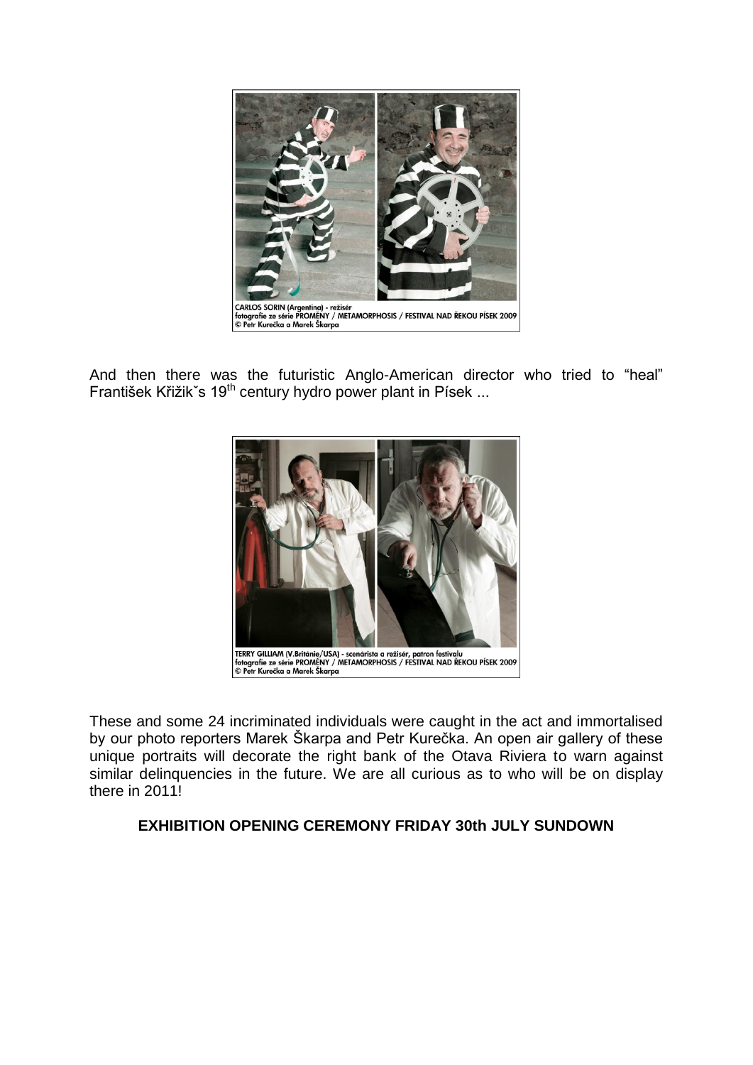CARLOS SORIN (Argentina) - režisér
fotografie ze série PROMĚNY / METAMORPHOSIS / FESTIVAL NAD ŘEKOU PÍSEK 2009
© Petr Kurečka a Marek Škarpa

And then there was the futuristic Anglo-American director who tried to "heal" František Křižik˘s 19th century hydro power plant in Písek ...

TERRY GILLIAM (V.Británie/USA) - scenárista a režisér, patron festivalu
fotografie ze série PROMĚNY / METAMORPHOSIS / FESTIVAL NAD ŘEKOU PÍSEK 2009
© Petr Kurečka a Marek Škarpa

These and some 24 incriminated individuals were caught in the act and immortalised by our photo reporters Marek Škarpa and Petr Kurečka. An open air gallery of these unique portraits will decorate the right bank of the Otava Riviera to warn against similar delinquencies in the future. We are all curious as to who will be on display there in 2011!

**EXHIBITION OPENING CEREMONY FRIDAY 30th JULY SUNDOWN**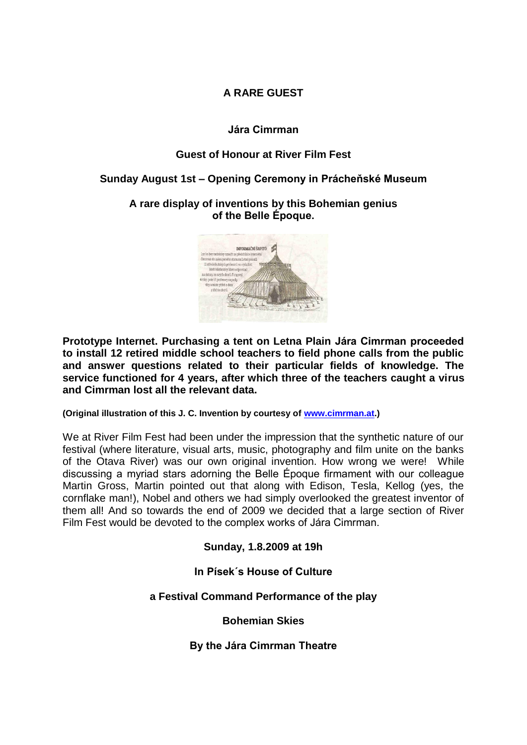**A RARE GUEST**

**Jára Cimrman**

**Guest of Honour at River Film Fest**

**Sunday August 1st – Opening Ceremony in Prácheňské Museum**

**A rare display of inventions by this Bohemian genius of the Belle Époque.**

**Prototype Internet. Purchasing a tent on Letna Plain Jára Cimrman proceeded to install 12 retired middle school teachers to field phone calls from the public and answer questions related to their particular fields of knowledge. The service functioned for 4 years, after which three of the teachers caught a virus and Cimrman lost all the relevant data.**

**(Original illustration of this J. C. Invention by courtesy of [www.cimrman.at](http://www.cimrman.at).)**

We at River Film Fest had been under the impression that the synthetic nature of our festival (where literature, visual arts, music, photography and film unite on the banks of the Otava River) was our own original invention. How wrong we were! While discussing a myriad stars adorning the Belle Époque firmament with our colleague Martin Gross, Martin pointed out that along with Edison, Tesla, Kellog (yes, the cornflake man!), Nobel and others we had simply overlooked the greatest inventor of them all! And so towards the end of 2009 we decided that a large section of River Film Fest would be devoted to the complex works of Jára Cimrman.

**Sunday, 1.8.2009 at 19h**

**In Písek´s House of Culture**

**a Festival Command Performance of the play**

**Bohemian Skies**

**By the Jára Cimrman Theatre**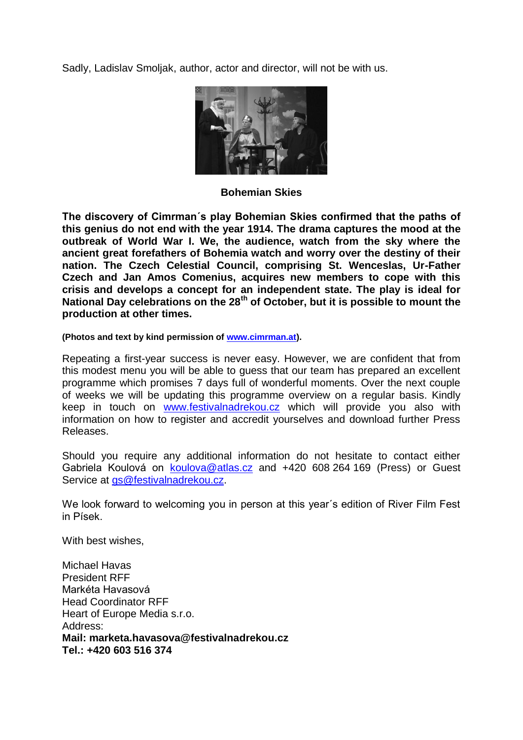Sadly, Ladislav Smoljak, author, actor and director, will not be with us.

**Bohemian Skies**

**The discovery of Cimrman´s play Bohemian Skies confirmed that the paths of this genius do not end with the year 1914. The drama captures the mood at the outbreak of World War I. We, the audience, watch from the sky where the ancient great forefathers of Bohemia watch and worry over the destiny of their nation. The Czech Celestial Council, comprising St. Wenceslas, Ur-Father Czech and Jan Amos Comenius, acquires new members to cope with this crisis and develops a concept for an independent state. The play is ideal for National Day celebrations on the 28th of October, but it is possible to mount the production at other times.**

**(Photos and text by kind permission of www.cimrman.at).**

Repeating a first-year success is never easy. However, we are confident that from this modest menu you will be able to guess that our team has prepared an excellent programme which promises 7 days full of wonderful moments. Over the next couple of weeks we will be updating this programme overview on a regular basis. Kindly keep in touch on www.festivalnadrekou.cz which will provide you also with information on how to register and accredit yourselves and download further Press Releases.

Should you require any additional information do not hesitate to contact either Gabriela Koulová on koulova@atlas.cz and +420 608 264 169 (Press) or Guest Service at gs@festivalnadrekou.cz.

We look forward to welcoming you in person at this year´s edition of River Film Fest in Písek.

With best wishes,

Michael Havas  
President RFF  
Markéta Havasová  
Head Coordinator RFF  
Heart of Europe Media s.r.o.  
Address:  
**Mail: marketa.havasova@festivalnadrekou.cz**  
**Tel.: +420 603 516 374**